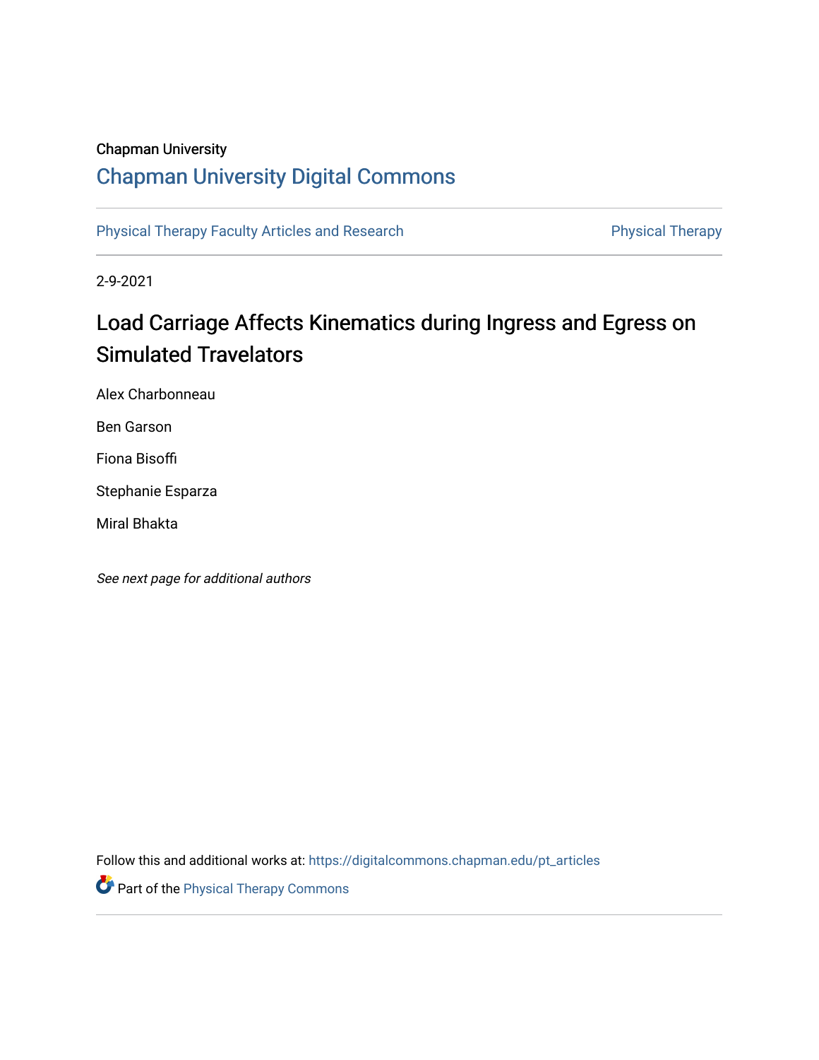Chapman University

## Chapman University Digital Commons

Physical Therapy Faculty Articles and Research | Physical Therapy

2-9-2021

# Load Carriage Affects Kinematics during Ingress and Egress on Simulated Travelators

Alex Charbonneau

Ben Garson

Fiona Bisoffi

Stephanie Esparza

Miral Bhakta

*See next page for additional authors*

Follow this and additional works at: https://digitalcommons.chapman.edu/pt_articles

Part of the Physical Therapy Commons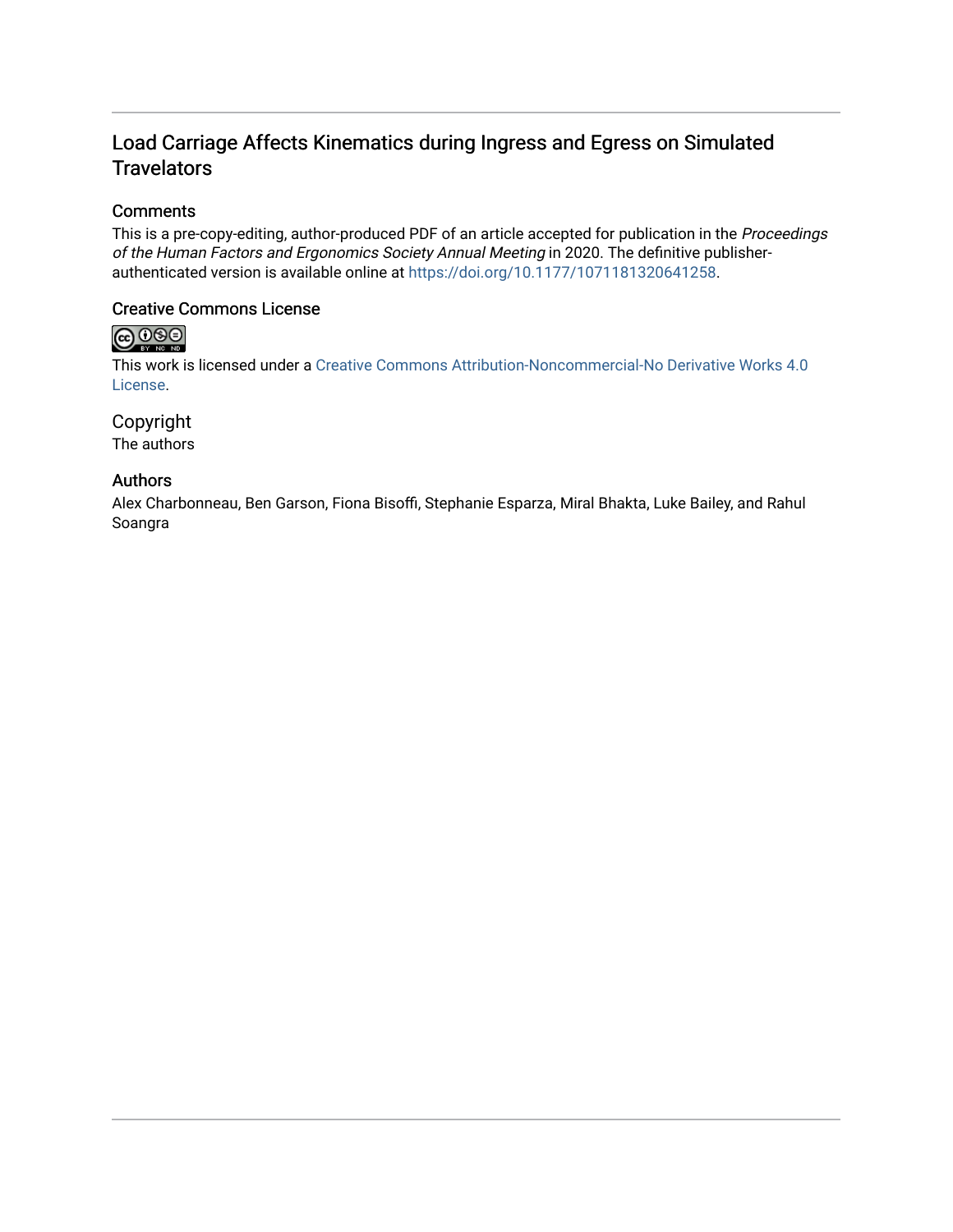# Load Carriage Affects Kinematics during Ingress and Egress on Simulated Travelators

## Comments

This is a pre-copy-editing, author-produced PDF of an article accepted for publication in the *Proceedings of the Human Factors and Ergonomics Society Annual Meeting* in 2020. The definitive publisher-authenticated version is available online at https://doi.org/10.1177/1071181320641258.

## Creative Commons License

This work is licensed under a Creative Commons Attribution-Noncommercial-No Derivative Works 4.0 License.

## Copyright

The authors

## Authors

Alex Charbonneau, Ben Garson, Fiona Bisoffi, Stephanie Esparza, Miral Bhakta, Luke Bailey, and Rahul Soangra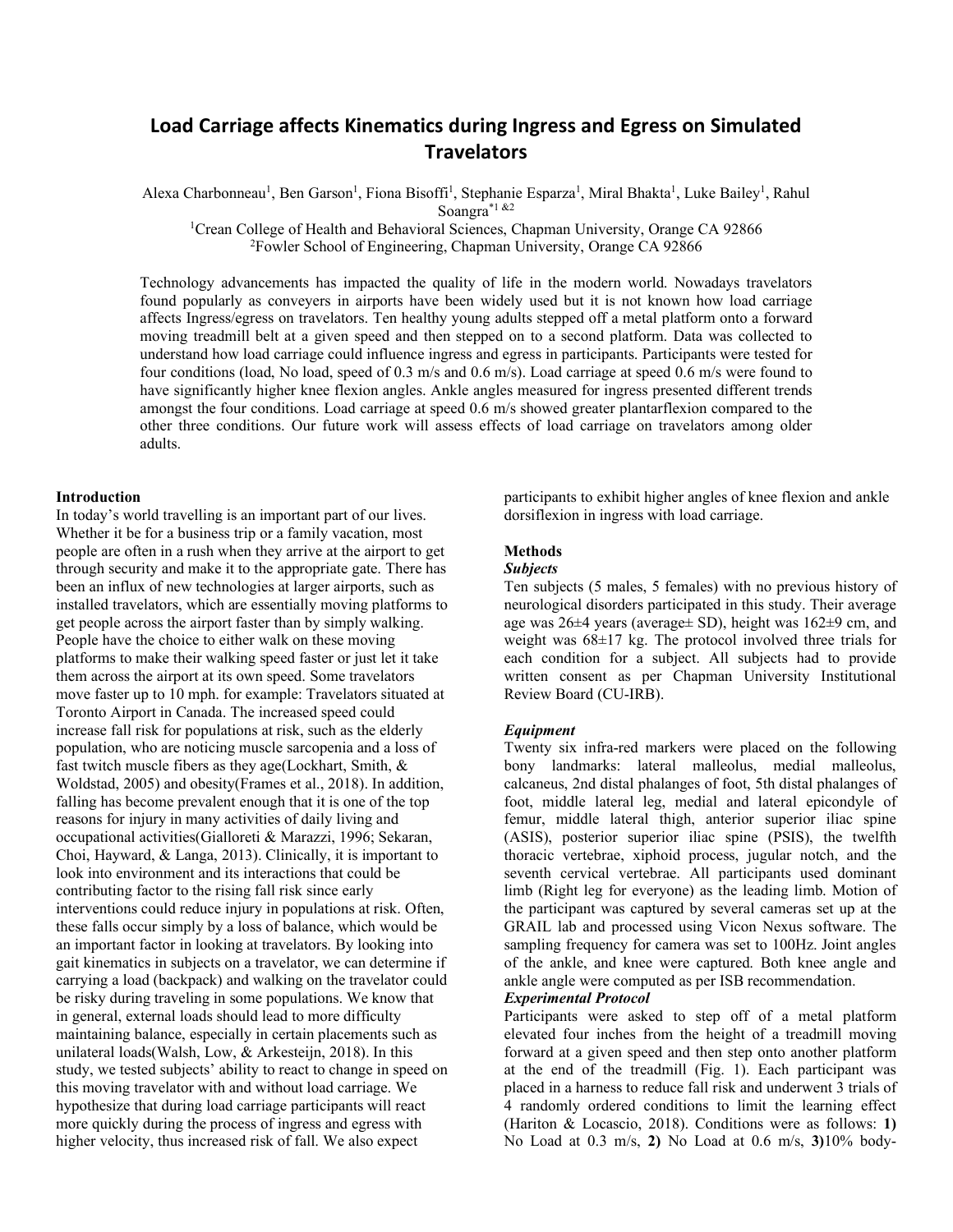# Load Carriage affects Kinematics during Ingress and Egress on Simulated Travelators

Alexa Charbonneau[1], Ben Garson[1], Fiona Bisoffi[1], Stephanie Esparza[1], Miral Bhakta[1], Luke Bailey[1], Rahul Soangra[*1 &2]

[1]Crean College of Health and Behavioral Sciences, Chapman University, Orange CA 92866

[2]Fowler School of Engineering, Chapman University, Orange CA 92866

Technology advancements has impacted the quality of life in the modern world. Nowadays travelators found popularly as conveyers in airports have been widely used but it is not known how load carriage affects Ingress/egress on travelators. Ten healthy young adults stepped off a metal platform onto a forward moving treadmill belt at a given speed and then stepped on to a second platform. Data was collected to understand how load carriage could influence ingress and egress in participants. Participants were tested for four conditions (load, No load, speed of 0.3 m/s and 0.6 m/s). Load carriage at speed 0.6 m/s were found to have significantly higher knee flexion angles. Ankle angles measured for ingress presented different trends amongst the four conditions. Load carriage at speed 0.6 m/s showed greater plantarflexion compared to the other three conditions. Our future work will assess effects of load carriage on travelators among older adults.

## Introduction

In today's world travelling is an important part of our lives. Whether it be for a business trip or a family vacation, most people are often in a rush when they arrive at the airport to get through security and make it to the appropriate gate. There has been an influx of new technologies at larger airports, such as installed travelators, which are essentially moving platforms to get people across the airport faster than by simply walking. People have the choice to either walk on these moving platforms to make their walking speed faster or just let it take them across the airport at its own speed. Some travelators move faster up to 10 mph. for example: Travelators situated at Toronto Airport in Canada. The increased speed could increase fall risk for populations at risk, such as the elderly population, who are noticing muscle sarcopenia and a loss of fast twitch muscle fibers as they age(Lockhart, Smith, & Woldstad, 2005) and obesity(Frames et al., 2018). In addition, falling has become prevalent enough that it is one of the top reasons for injury in many activities of daily living and occupational activities(Gialloreti & Marazzi, 1996; Sekaran, Choi, Hayward, & Langa, 2013). Clinically, it is important to look into environment and its interactions that could be contributing factor to the rising fall risk since early interventions could reduce injury in populations at risk. Often, these falls occur simply by a loss of balance, which would be an important factor in looking at travelators. By looking into gait kinematics in subjects on a travelator, we can determine if carrying a load (backpack) and walking on the travelator could be risky during traveling in some populations. We know that in general, external loads should lead to more difficulty maintaining balance, especially in certain placements such as unilateral loads(Walsh, Low, & Arkesteijn, 2018). In this study, we tested subjects' ability to react to change in speed on this moving travelator with and without load carriage. We hypothesize that during load carriage participants will react more quickly during the process of ingress and egress with higher velocity, thus increased risk of fall. We also expect participants to exhibit higher angles of knee flexion and ankle dorsiflexion in ingress with load carriage.

## Methods

### *Subjects*

Ten subjects (5 males, 5 females) with no previous history of neurological disorders participated in this study. Their average age was 26±4 years (average± SD), height was 162±9 cm, and weight was 68±17 kg. The protocol involved three trials for each condition for a subject. All subjects had to provide written consent as per Chapman University Institutional Review Board (CU-IRB).

### *Equipment*

Twenty six infra-red markers were placed on the following bony landmarks: lateral malleolus, medial malleolus, calcaneus, 2nd distal phalanges of foot, 5th distal phalanges of foot, middle lateral leg, medial and lateral epicondyle of femur, middle lateral thigh, anterior superior iliac spine (ASIS), posterior superior iliac spine (PSIS), the twelfth thoracic vertebrae, xiphoid process, jugular notch, and the seventh cervical vertebrae. All participants used dominant limb (Right leg for everyone) as the leading limb. Motion of the participant was captured by several cameras set up at the GRAIL lab and processed using Vicon Nexus software. The sampling frequency for camera was set to 100Hz. Joint angles of the ankle, and knee were captured. Both knee angle and ankle angle were computed as per ISB recommendation.

### *Experimental Protocol*

Participants were asked to step off of a metal platform elevated four inches from the height of a treadmill moving forward at a given speed and then step onto another platform at the end of the treadmill (Fig. 1). Each participant was placed in a harness to reduce fall risk and underwent 3 trials of 4 randomly ordered conditions to limit the learning effect (Hariton & Locascio, 2018). Conditions were as follows: **1)** No Load at 0.3 m/s, **2)** No Load at 0.6 m/s, **3)**10% body-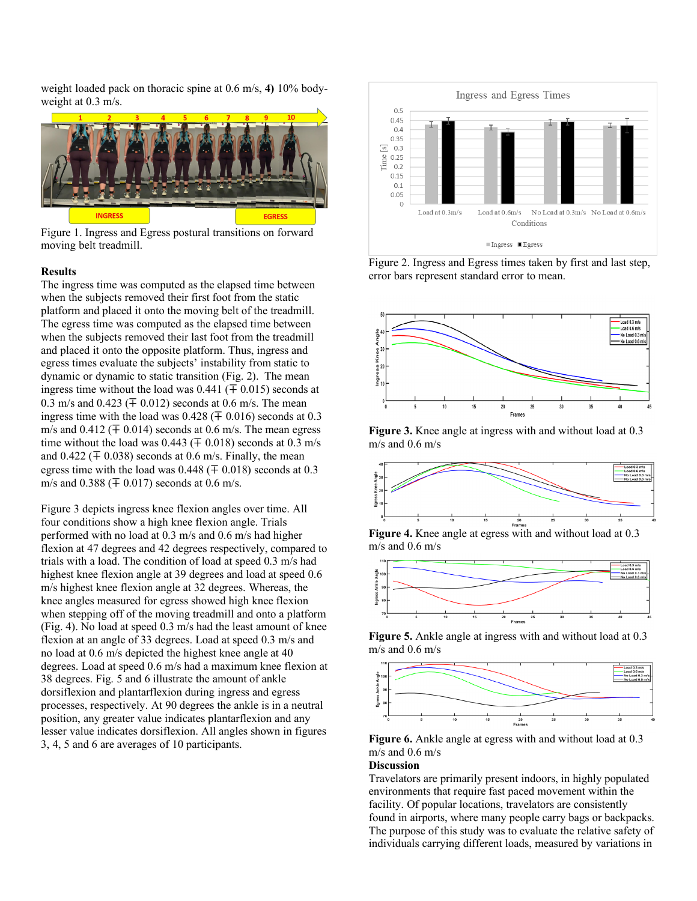weight loaded pack on thoracic spine at 0.6 m/s, **4)** 10% body-weight at 0.3 m/s.

Figure 1. Ingress and Egress postural transitions on forward moving belt treadmill.

## Results

The ingress time was computed as the elapsed time between when the subjects removed their first foot from the static platform and placed it onto the moving belt of the treadmill. The egress time was computed as the elapsed time between when the subjects removed their last foot from the treadmill and placed it onto the opposite platform. Thus, ingress and egress times evaluate the subjects' instability from static to dynamic or dynamic to static transition (Fig. 2). The mean ingress time without the load was 0.441 (∓ 0.015) seconds at 0.3 m/s and 0.423 (∓ 0.012) seconds at 0.6 m/s. The mean ingress time with the load was 0.428 (∓ 0.016) seconds at 0.3 m/s and 0.412 (∓ 0.014) seconds at 0.6 m/s. The mean egress time without the load was 0.443 (∓ 0.018) seconds at 0.3 m/s and 0.422 (∓ 0.038) seconds at 0.6 m/s. Finally, the mean egress time with the load was 0.448 (∓ 0.018) seconds at 0.3 m/s and 0.388 (∓ 0.017) seconds at 0.6 m/s.

Figure 3 depicts ingress knee flexion angles over time. All four conditions show a high knee flexion angle. Trials performed with no load at 0.3 m/s and 0.6 m/s had higher flexion at 47 degrees and 42 degrees respectively, compared to trials with a load. The condition of load at speed 0.3 m/s had highest knee flexion angle at 39 degrees and load at speed 0.6 m/s highest knee flexion angle at 32 degrees. Whereas, the knee angles measured for egress showed high knee flexion when stepping off of the moving treadmill and onto a platform (Fig. 4). No load at speed 0.3 m/s had the least amount of knee flexion at an angle of 33 degrees. Load at speed 0.3 m/s and no load at 0.6 m/s depicted the highest knee angle at 40 degrees. Load at speed 0.6 m/s had a maximum knee flexion at 38 degrees. Fig. 5 and 6 illustrate the amount of ankle dorsiflexion and plantarflexion during ingress and egress processes, respectively. At 90 degrees the ankle is in a neutral position, any greater value indicates plantarflexion and any lesser value indicates dorsiflexion. All angles shown in figures 3, 4, 5 and 6 are averages of 10 participants.

Figure 2. Ingress and Egress times taken by first and last step, error bars represent standard error to mean.

**Figure 3.** Knee angle at ingress with and without load at 0.3 m/s and 0.6 m/s

**Figure 4.** Knee angle at egress with and without load at 0.3 m/s and 0.6 m/s

**Figure 5.** Ankle angle at ingress with and without load at 0.3 m/s and 0.6 m/s

**Figure 6.** Ankle angle at egress with and without load at 0.3 m/s and 0.6 m/s

## Discussion

Travelators are primarily present indoors, in highly populated environments that require fast paced movement within the facility. Of popular locations, travelators are consistently found in airports, where many people carry bags or backpacks. The purpose of this study was to evaluate the relative safety of individuals carrying different loads, measured by variations in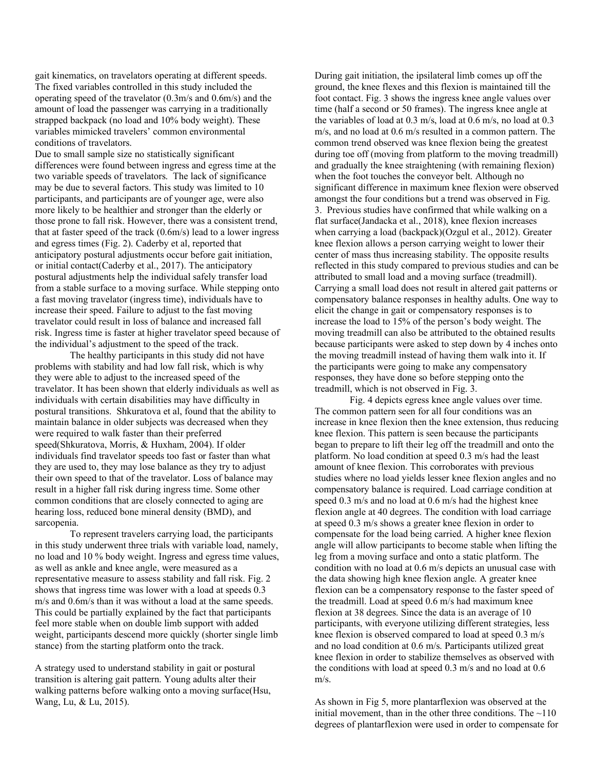gait kinematics, on travelators operating at different speeds. The fixed variables controlled in this study included the operating speed of the travelator (0.3m/s and 0.6m/s) and the amount of load the passenger was carrying in a traditionally strapped backpack (no load and 10% body weight). These variables mimicked travelers' common environmental conditions of travelators.

Due to small sample size no statistically significant differences were found between ingress and egress time at the two variable speeds of travelators. The lack of significance may be due to several factors. This study was limited to 10 participants, and participants are of younger age, were also more likely to be healthier and stronger than the elderly or those prone to fall risk. However, there was a consistent trend, that at faster speed of the track (0.6m/s) lead to a lower ingress and egress times (Fig. 2). Caderby et al, reported that anticipatory postural adjustments occur before gait initiation, or initial contact(Caderby et al., 2017). The anticipatory postural adjustments help the individual safely transfer load from a stable surface to a moving surface. While stepping onto a fast moving travelator (ingress time), individuals have to increase their speed. Failure to adjust to the fast moving travelator could result in loss of balance and increased fall risk. Ingress time is faster at higher travelator speed because of the individual's adjustment to the speed of the track.

The healthy participants in this study did not have problems with stability and had low fall risk, which is why they were able to adjust to the increased speed of the travelator. It has been shown that elderly individuals as well as individuals with certain disabilities may have difficulty in postural transitions. Shkuratova et al, found that the ability to maintain balance in older subjects was decreased when they were required to walk faster than their preferred speed(Shkuratova, Morris, & Huxham, 2004). If older individuals find travelator speeds too fast or faster than what they are used to, they may lose balance as they try to adjust their own speed to that of the travelator. Loss of balance may result in a higher fall risk during ingress time. Some other common conditions that are closely connected to aging are hearing loss, reduced bone mineral density (BMD), and sarcopenia.

To represent travelers carrying load, the participants in this study underwent three trials with variable load, namely, no load and 10 % body weight. Ingress and egress time values, as well as ankle and knee angle, were measured as a representative measure to assess stability and fall risk. Fig. 2 shows that ingress time was lower with a load at speeds 0.3 m/s and 0.6m/s than it was without a load at the same speeds. This could be partially explained by the fact that participants feel more stable when on double limb support with added weight, participants descend more quickly (shorter single limb stance) from the starting platform onto the track.

A strategy used to understand stability in gait or postural transition is altering gait pattern. Young adults alter their walking patterns before walking onto a moving surface(Hsu, Wang, Lu, & Lu, 2015).

During gait initiation, the ipsilateral limb comes up off the ground, the knee flexes and this flexion is maintained till the foot contact. Fig. 3 shows the ingress knee angle values over time (half a second or 50 frames). The ingress knee angle at the variables of load at 0.3 m/s, load at 0.6 m/s, no load at 0.3 m/s, and no load at 0.6 m/s resulted in a common pattern. The common trend observed was knee flexion being the greatest during toe off (moving from platform to the moving treadmill) and gradually the knee straightening (with remaining flexion) when the foot touches the conveyor belt. Although no significant difference in maximum knee flexion were observed amongst the four conditions but a trend was observed in Fig. 3. Previous studies have confirmed that while walking on a flat surface(Jandacka et al., 2018), knee flexion increases when carrying a load (backpack)(Ozgul et al., 2012). Greater knee flexion allows a person carrying weight to lower their center of mass thus increasing stability. The opposite results reflected in this study compared to previous studies and can be attributed to small load and a moving surface (treadmill). Carrying a small load does not result in altered gait patterns or compensatory balance responses in healthy adults. One way to elicit the change in gait or compensatory responses is to increase the load to 15% of the person's body weight. The moving treadmill can also be attributed to the obtained results because participants were asked to step down by 4 inches onto the moving treadmill instead of having them walk into it. If the participants were going to make any compensatory responses, they have done so before stepping onto the treadmill, which is not observed in Fig. 3.

Fig. 4 depicts egress knee angle values over time. The common pattern seen for all four conditions was an increase in knee flexion then the knee extension, thus reducing knee flexion. This pattern is seen because the participants began to prepare to lift their leg off the treadmill and onto the platform. No load condition at speed 0.3 m/s had the least amount of knee flexion. This corroborates with previous studies where no load yields lesser knee flexion angles and no compensatory balance is required. Load carriage condition at speed 0.3 m/s and no load at 0.6 m/s had the highest knee flexion angle at 40 degrees. The condition with load carriage at speed 0.3 m/s shows a greater knee flexion in order to compensate for the load being carried. A higher knee flexion angle will allow participants to become stable when lifting the leg from a moving surface and onto a static platform. The condition with no load at 0.6 m/s depicts an unusual case with the data showing high knee flexion angle. A greater knee flexion can be a compensatory response to the faster speed of the treadmill. Load at speed 0.6 m/s had maximum knee flexion at 38 degrees. Since the data is an average of 10 participants, with everyone utilizing different strategies, less knee flexion is observed compared to load at speed 0.3 m/s and no load condition at 0.6 m/s. Participants utilized great knee flexion in order to stabilize themselves as observed with the conditions with load at speed 0.3 m/s and no load at 0.6 m/s.

As shown in Fig 5, more plantarflexion was observed at the initial movement, than in the other three conditions. The ~110 degrees of plantarflexion were used in order to compensate for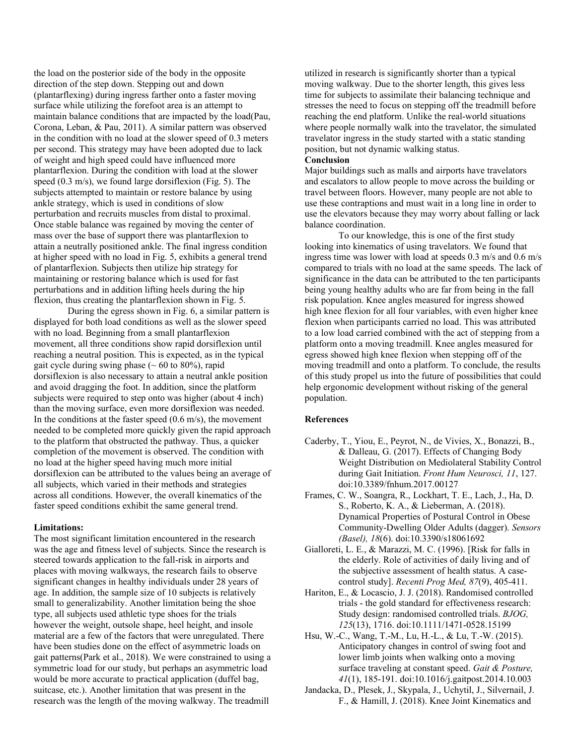the load on the posterior side of the body in the opposite direction of the step down. Stepping out and down (plantarflexing) during ingress farther onto a faster moving surface while utilizing the forefoot area is an attempt to maintain balance conditions that are impacted by the load(Pau, Corona, Leban, & Pau, 2011). A similar pattern was observed in the condition with no load at the slower speed of 0.3 meters per second. This strategy may have been adopted due to lack of weight and high speed could have influenced more plantarflexion. During the condition with load at the slower speed (0.3 m/s), we found large dorsiflexion (Fig. 5). The subjects attempted to maintain or restore balance by using ankle strategy, which is used in conditions of slow perturbation and recruits muscles from distal to proximal. Once stable balance was regained by moving the center of mass over the base of support there was plantarflexion to attain a neutrally positioned ankle. The final ingress condition at higher speed with no load in Fig. 5, exhibits a general trend of plantarflexion. Subjects then utilize hip strategy for maintaining or restoring balance which is used for fast perturbations and in addition lifting heels during the hip flexion, thus creating the plantarflexion shown in Fig. 5.

During the egress shown in Fig. 6, a similar pattern is displayed for both load conditions as well as the slower speed with no load. Beginning from a small plantarflexion movement, all three conditions show rapid dorsiflexion until reaching a neutral position. This is expected, as in the typical gait cycle during swing phase (~ 60 to 80%), rapid dorsiflexion is also necessary to attain a neutral ankle position and avoid dragging the foot. In addition, since the platform subjects were required to step onto was higher (about 4 inch) than the moving surface, even more dorsiflexion was needed. In the conditions at the faster speed (0.6 m/s), the movement needed to be completed more quickly given the rapid approach to the platform that obstructed the pathway. Thus, a quicker completion of the movement is observed. The condition with no load at the higher speed having much more initial dorsiflexion can be attributed to the values being an average of all subjects, which varied in their methods and strategies across all conditions. However, the overall kinematics of the faster speed conditions exhibit the same general trend.

**Limitations:**

The most significant limitation encountered in the research was the age and fitness level of subjects. Since the research is steered towards application to the fall-risk in airports and places with moving walkways, the research fails to observe significant changes in healthy individuals under 28 years of age. In addition, the sample size of 10 subjects is relatively small to generalizability. Another limitation being the shoe type, all subjects used athletic type shoes for the trials however the weight, outsole shape, heel height, and insole material are a few of the factors that were unregulated. There have been studies done on the effect of asymmetric loads on gait patterns(Park et al., 2018). We were constrained to using a symmetric load for our study, but perhaps an asymmetric load would be more accurate to practical application (duffel bag, suitcase, etc.). Another limitation that was present in the research was the length of the moving walkway. The treadmill utilized in research is significantly shorter than a typical moving walkway. Due to the shorter length, this gives less time for subjects to assimilate their balancing technique and stresses the need to focus on stepping off the treadmill before reaching the end platform. Unlike the real-world situations where people normally walk into the travelator, the simulated travelator ingress in the study started with a static standing position, but not dynamic walking status.

**Conclusion**

Major buildings such as malls and airports have travelators and escalators to allow people to move across the building or travel between floors. However, many people are not able to use these contraptions and must wait in a long line in order to use the elevators because they may worry about falling or lack balance coordination.

To our knowledge, this is one of the first study looking into kinematics of using travelators. We found that ingress time was lower with load at speeds 0.3 m/s and 0.6 m/s compared to trials with no load at the same speeds. The lack of significance in the data can be attributed to the ten participants being young healthy adults who are far from being in the fall risk population. Knee angles measured for ingress showed high knee flexion for all four variables, with even higher knee flexion when participants carried no load. This was attributed to a low load carried combined with the act of stepping from a platform onto a moving treadmill. Knee angles measured for egress showed high knee flexion when stepping off of the moving treadmill and onto a platform. To conclude, the results of this study propel us into the future of possibilities that could help ergonomic development without risking of the general population.

**References**

Caderby, T., Yiou, E., Peyrot, N., de Vivies, X., Bonazzi, B., & Dalleau, G. (2017). Effects of Changing Body Weight Distribution on Mediolateral Stability Control during Gait Initiation. *Front Hum Neurosci, 11*, 127. doi:10.3389/fnhum.2017.00127

Frames, C. W., Soangra, R., Lockhart, T. E., Lach, J., Ha, D. S., Roberto, K. A., & Lieberman, A. (2018). Dynamical Properties of Postural Control in Obese Community-Dwelling Older Adults (dagger). *Sensors (Basel), 18*(6). doi:10.3390/s18061692

Gialloreti, L. E., & Marazzi, M. C. (1996). [Risk for falls in the elderly. Role of activities of daily living and of the subjective assessment of health status. A case-control study]. *Recenti Prog Med, 87*(9), 405-411.

Hariton, E., & Locascio, J. J. (2018). Randomised controlled trials - the gold standard for effectiveness research: Study design: randomised controlled trials. *BJOG, 125*(13), 1716. doi:10.1111/1471-0528.15199

Hsu, W.-C., Wang, T.-M., Lu, H.-L., & Lu, T.-W. (2015). Anticipatory changes in control of swing foot and lower limb joints when walking onto a moving surface traveling at constant speed. *Gait & Posture, 41*(1), 185-191. doi:10.1016/j.gaitpost.2014.10.003

Jandacka, D., Plesek, J., Skypala, J., Uchytil, J., Silvernail, J. F., & Hamill, J. (2018). Knee Joint Kinematics and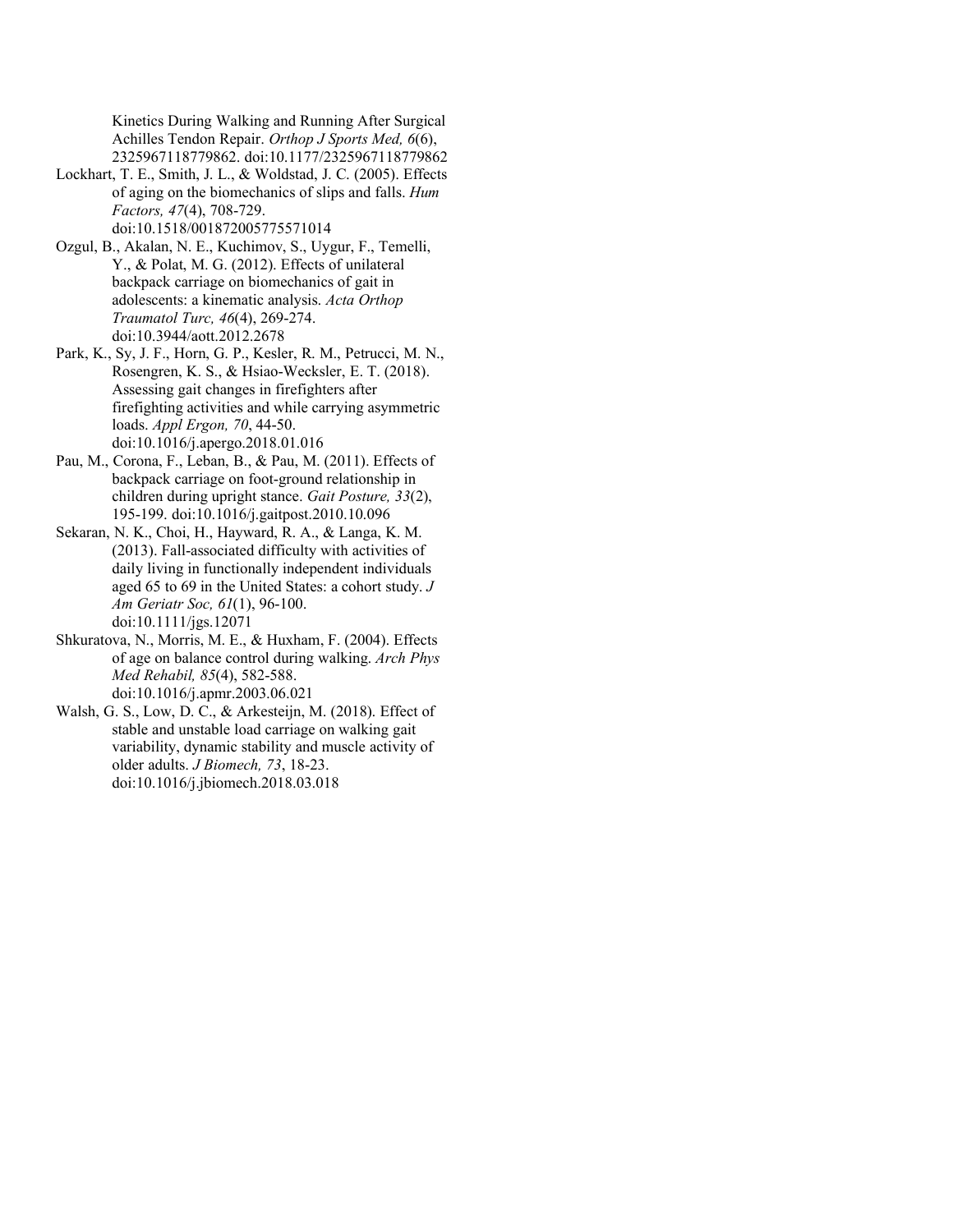Kinetics During Walking and Running After Surgical Achilles Tendon Repair. *Orthop J Sports Med, 6*(6), 2325967118779862. doi:10.1177/2325967118779862

Lockhart, T. E., Smith, J. L., & Woldstad, J. C. (2005). Effects of aging on the biomechanics of slips and falls. *Hum Factors, 47*(4), 708-729. doi:10.1518/001872005775571014

Ozgul, B., Akalan, N. E., Kuchimov, S., Uygur, F., Temelli, Y., & Polat, M. G. (2012). Effects of unilateral backpack carriage on biomechanics of gait in adolescents: a kinematic analysis. *Acta Orthop Traumatol Turc, 46*(4), 269-274. doi:10.3944/aott.2012.2678

Park, K., Sy, J. F., Horn, G. P., Kesler, R. M., Petrucci, M. N., Rosengren, K. S., & Hsiao-Wecksler, E. T. (2018). Assessing gait changes in firefighters after firefighting activities and while carrying asymmetric loads. *Appl Ergon, 70*, 44-50. doi:10.1016/j.apergo.2018.01.016

Pau, M., Corona, F., Leban, B., & Pau, M. (2011). Effects of backpack carriage on foot-ground relationship in children during upright stance. *Gait Posture, 33*(2), 195-199. doi:10.1016/j.gaitpost.2010.10.096

Sekaran, N. K., Choi, H., Hayward, R. A., & Langa, K. M. (2013). Fall-associated difficulty with activities of daily living in functionally independent individuals aged 65 to 69 in the United States: a cohort study. *J Am Geriatr Soc, 61*(1), 96-100. doi:10.1111/jgs.12071

Shkuratova, N., Morris, M. E., & Huxham, F. (2004). Effects of age on balance control during walking. *Arch Phys Med Rehabil, 85*(4), 582-588. doi:10.1016/j.apmr.2003.06.021

Walsh, G. S., Low, D. C., & Arkesteijn, M. (2018). Effect of stable and unstable load carriage on walking gait variability, dynamic stability and muscle activity of older adults. *J Biomech, 73*, 18-23. doi:10.1016/j.jbiomech.2018.03.018